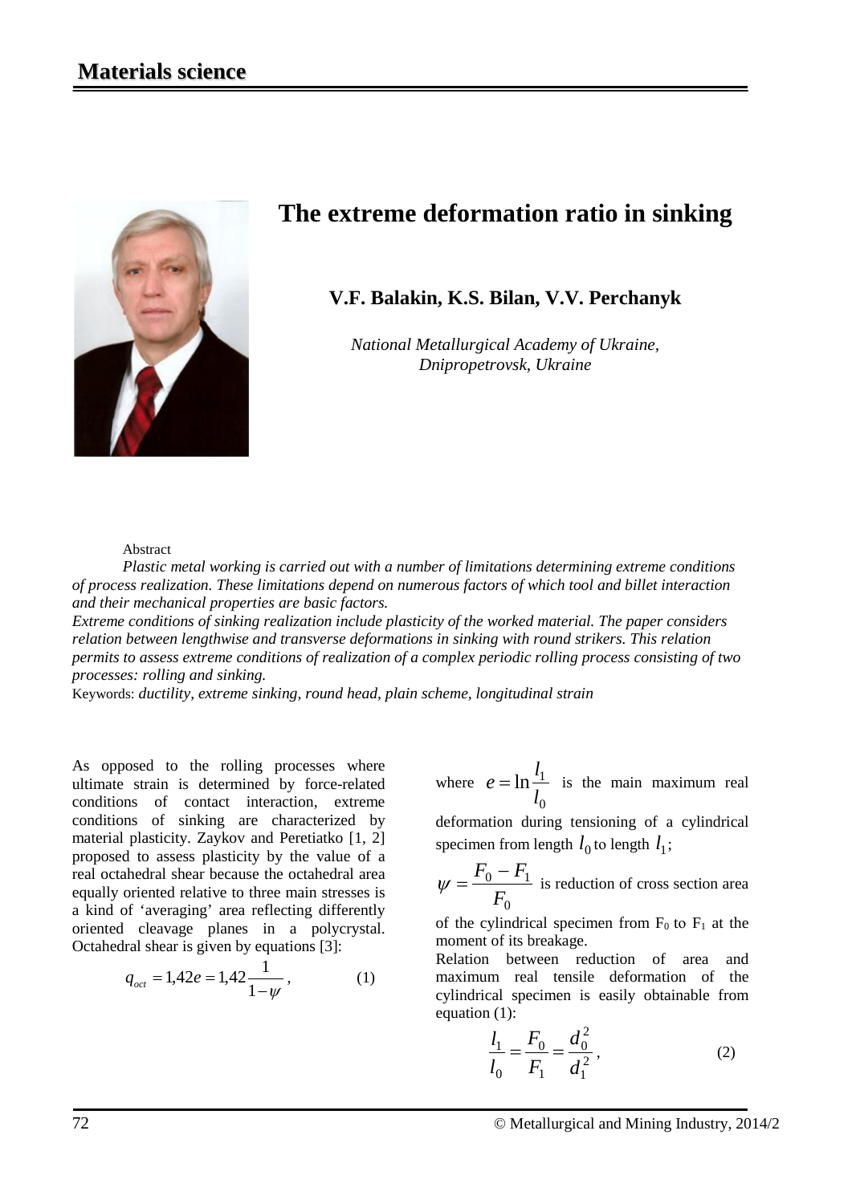# The extreme deformation ratio in sinking

**V.F. Balakin, K.S. Bilan, V.V. Perchanyk**

*National Metallurgical Academy of Ukraine, Dnipropetrovsk, Ukraine*

Abstract

*Plastic metal working is carried out with a number of limitations determining extreme conditions of process realization. These limitations depend on numerous factors of which tool and billet interaction and their mechanical properties are basic factors.*

*Extreme conditions of sinking realization include plasticity of the worked material. The paper considers relation between lengthwise and transverse deformations in sinking with round strikers. This relation permits to assess extreme conditions of realization of a complex periodic rolling process consisting of two processes: rolling and sinking.*

Keywords: *ductility, extreme sinking, round head, plain scheme, longitudinal strain*

As opposed to the rolling processes where ultimate strain is determined by force-related conditions of contact interaction, extreme conditions of sinking are characterized by material plasticity. Zaykov and Peretiatko [1, 2] proposed to assess plasticity by the value of a real octahedral shear because the octahedral area equally oriented relative to three main stresses is a kind of 'averaging' area reflecting differently oriented cleavage planes in a polycrystal. Octahedral shear is given by equations [3]:

$$q_{oct} = 1{,}42e = 1{,}42\frac{1}{1-\psi}, \qquad (1)$$

where $e = \ln\frac{l_1}{l_0}$ is the main maximum real deformation during tensioning of a cylindrical specimen from length $l_0$ to length $l_1$;

$\psi = \frac{F_0 - F_1}{F_0}$ is reduction of cross section area of the cylindrical specimen from $F_0$ to $F_1$ at the moment of its breakage.

Relation between reduction of area and maximum real tensile deformation of the cylindrical specimen is easily obtainable from equation (1):

$$\frac{l_1}{l_0} = \frac{F_0}{F_1} = \frac{d_0^2}{d_1^2}, \qquad (2)$$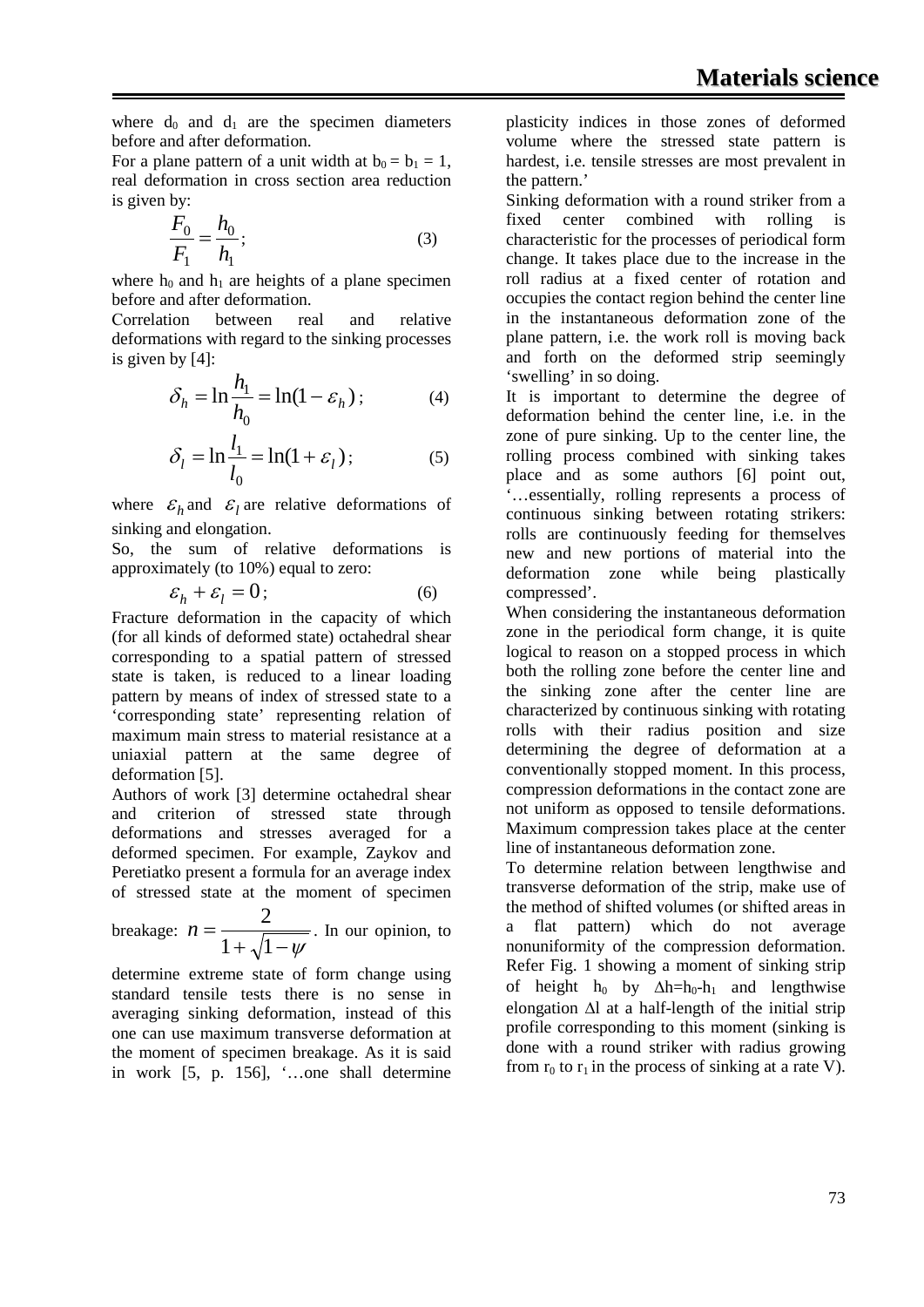where $d_0$ and $d_1$ are the specimen diameters before and after deformation.

For a plane pattern of a unit width at $b_0 = b_1 = 1$, real deformation in cross section area reduction is given by:

$$\frac{F_0}{F_1} = \frac{h_0}{h_1}; \qquad (3)$$

where $h_0$ and $h_1$ are heights of a plane specimen before and after deformation.

Correlation between real and relative deformations with regard to the sinking processes is given by [4]:

$$\delta_h = \ln\frac{h_1}{h_0} = \ln(1-\varepsilon_h); \qquad (4)$$

$$\delta_l = \ln\frac{l_1}{l_0} = \ln(1+\varepsilon_l); \qquad (5)$$

where $\varepsilon_h$ and $\varepsilon_l$ are relative deformations of sinking and elongation.

So, the sum of relative deformations is approximately (to 10%) equal to zero:

$$\varepsilon_h + \varepsilon_l = 0; \qquad (6)$$

Fracture deformation in the capacity of which (for all kinds of deformed state) octahedral shear corresponding to a spatial pattern of stressed state is taken, is reduced to a linear loading pattern by means of index of stressed state to a 'corresponding state' representing relation of maximum main stress to material resistance at a uniaxial pattern at the same degree of deformation [5].

Authors of work [3] determine octahedral shear and criterion of stressed state through deformations and stresses averaged for a deformed specimen. For example, Zaykov and Peretiatko present a formula for an average index of stressed state at the moment of specimen breakage: $n = \dfrac{2}{1+\sqrt{1-\psi}}$. In our opinion, to determine extreme state of form change using standard tensile tests there is no sense in averaging sinking deformation, instead of this one can use maximum transverse deformation at the moment of specimen breakage. As it is said in work [5, p. 156], '…one shall determine plasticity indices in those zones of deformed volume where the stressed state pattern is hardest, i.e. tensile stresses are most prevalent in the pattern.'

Sinking deformation with a round striker from a fixed center combined with rolling is characteristic for the processes of periodical form change. It takes place due to the increase in the roll radius at a fixed center of rotation and occupies the contact region behind the center line in the instantaneous deformation zone of the plane pattern, i.e. the work roll is moving back and forth on the deformed strip seemingly 'swelling' in so doing.

It is important to determine the degree of deformation behind the center line, i.e. in the zone of pure sinking. Up to the center line, the rolling process combined with sinking takes place and as some authors [6] point out, '…essentially, rolling represents a process of continuous sinking between rotating strikers: rolls are continuously feeding for themselves new and new portions of material into the deformation zone while being plastically compressed'.

When considering the instantaneous deformation zone in the periodical form change, it is quite logical to reason on a stopped process in which both the rolling zone before the center line and the sinking zone after the center line are characterized by continuous sinking with rotating rolls with their radius position and size determining the degree of deformation at a conventionally stopped moment. In this process, compression deformations in the contact zone are not uniform as opposed to tensile deformations. Maximum compression takes place at the center line of instantaneous deformation zone.

To determine relation between lengthwise and transverse deformation of the strip, make use of the method of shifted volumes (or shifted areas in a flat pattern) which do not average nonuniformity of the compression deformation. Refer Fig. 1 showing a moment of sinking strip of height $h_0$ by $\Delta h = h_0 - h_1$ and lengthwise elongation $\Delta l$ at a half-length of the initial strip profile corresponding to this moment (sinking is done with a round striker with radius growing from $r_0$ to $r_1$ in the process of sinking at a rate V).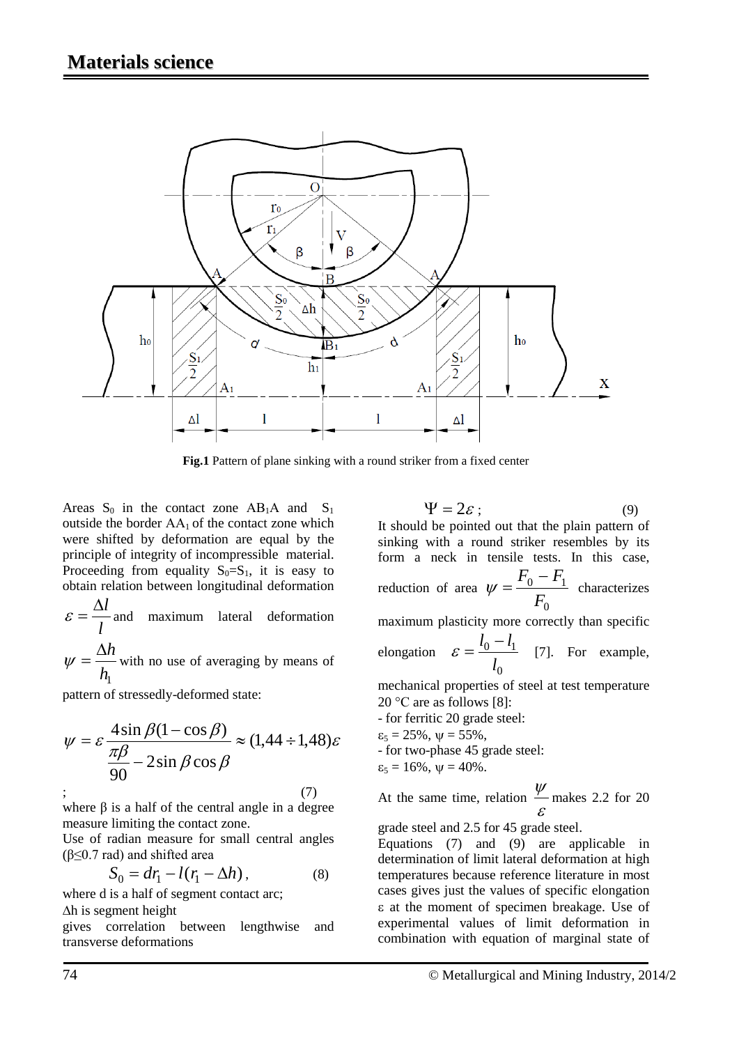**Fig.1** Pattern of plane sinking with a round striker from a fixed center

Areas $S_0$ in the contact zone $AB_1A$ and $S_1$ outside the border $AA_1$ of the contact zone which were shifted by deformation are equal by the principle of integrity of incompressible material. Proceeding from equality $S_0=S_1$, it is easy to obtain relation between longitudinal deformation $\varepsilon = \frac{\Delta l}{l}$ and maximum lateral deformation $\psi = \frac{\Delta h}{h_1}$ with no use of averaging by means of pattern of stressedly-deformed state:

$$\psi = \varepsilon \frac{4\sin\beta(1-\cos\beta)}{\frac{\pi\beta}{90} - 2\sin\beta\cos\beta} \approx (1{,}44 \div 1{,}48)\varepsilon \quad (7)$$

where β is a half of the central angle in a degree measure limiting the contact zone.

Use of radian measure for small central angles (β≤0.7 rad) and shifted area

$$S_0 = dr_1 - l(r_1 - \Delta h), \quad (8)$$

where d is a half of segment contact arc;

Δh is segment height

gives correlation between lengthwise and transverse deformations

$$\Psi = 2\varepsilon; \quad (9)$$

It should be pointed out that the plain pattern of sinking with a round striker resembles by its form a neck in tensile tests. In this case, reduction of area $\psi = \frac{F_0 - F_1}{F_0}$ characterizes maximum plasticity more correctly than specific elongation $\varepsilon = \frac{l_0 - l_1}{l_0}$ [7]. For example, mechanical properties of steel at test temperature 20 °C are as follows [8]:

- for ferritic 20 grade steel:

$\varepsilon_5$ = 25%, ψ = 55%,

- for two-phase 45 grade steel:

$\varepsilon_5$ = 16%, ψ = 40%.

At the same time, relation $\frac{\psi}{\varepsilon}$ makes 2.2 for 20 grade steel and 2.5 for 45 grade steel.

Equations (7) and (9) are applicable in determination of limit lateral deformation at high temperatures because reference literature in most cases gives just the values of specific elongation ε at the moment of specimen breakage. Use of experimental values of limit deformation in combination with equation of marginal state of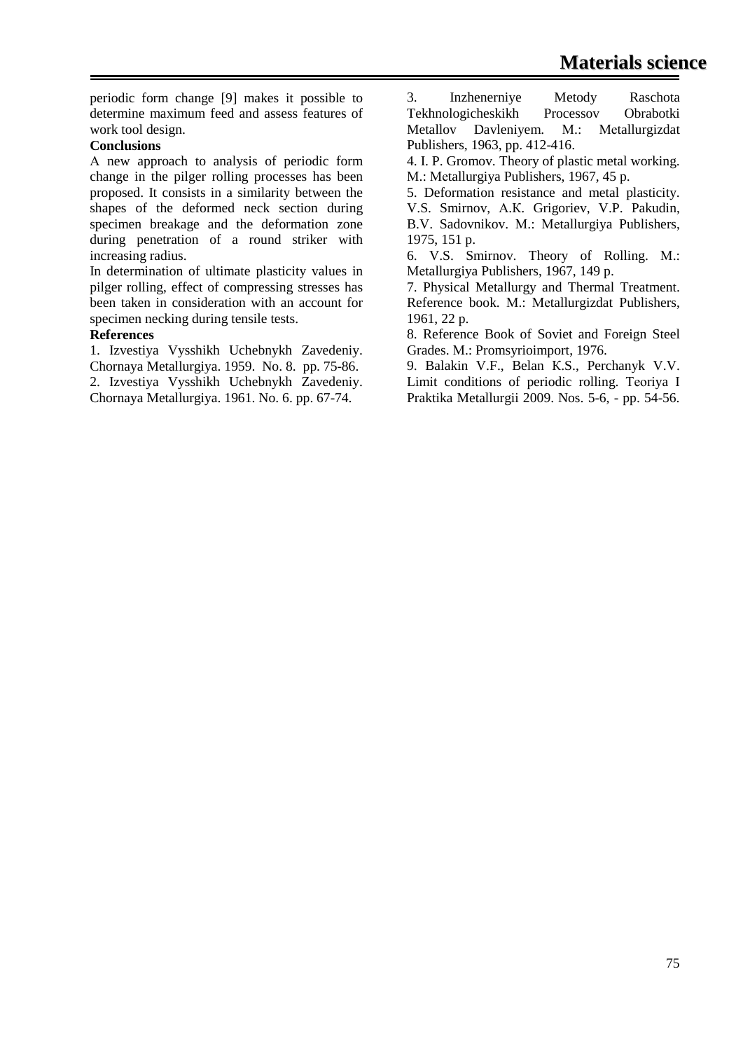periodic form change [9] makes it possible to determine maximum feed and assess features of work tool design.

**Conclusions**

A new approach to analysis of periodic form change in the pilger rolling processes has been proposed. It consists in a similarity between the shapes of the deformed neck section during specimen breakage and the deformation zone during penetration of a round striker with increasing radius.

In determination of ultimate plasticity values in pilger rolling, effect of compressing stresses has been taken in consideration with an account for specimen necking during tensile tests.

**References**

1. Izvestiya Vysshikh Uchebnykh Zavedeniy. Chornaya Metallurgiya. 1959. No. 8. pp. 75-86.
2. Izvestiya Vysshikh Uchebnykh Zavedeniy. Chornaya Metallurgiya. 1961. No. 6. pp. 67-74.
3. Inzhenerniye Metody Raschota Tekhnologicheskikh Processov Obrabotki Metallov Davleniyem. M.: Metallurgizdat Publishers, 1963, pp. 412-416.
4. I. P. Gromov. Theory of plastic metal working. M.: Metallurgiya Publishers, 1967, 45 p.
5. Deformation resistance and metal plasticity. V.S. Smirnov, A.K. Grigoriev, V.P. Pakudin, B.V. Sadovnikov. M.: Metallurgiya Publishers, 1975, 151 p.
6. V.S. Smirnov. Theory of Rolling. M.: Metallurgiya Publishers, 1967, 149 p.
7. Physical Metallurgy and Thermal Treatment. Reference book. M.: Metallurgizdat Publishers, 1961, 22 p.
8. Reference Book of Soviet and Foreign Steel Grades. M.: Promsyrioimport, 1976.
9. Balakin V.F., Belan K.S., Perchanyk V.V. Limit conditions of periodic rolling. Teoriya I Praktika Metallurgii 2009. Nos. 5-6, - pp. 54-56.